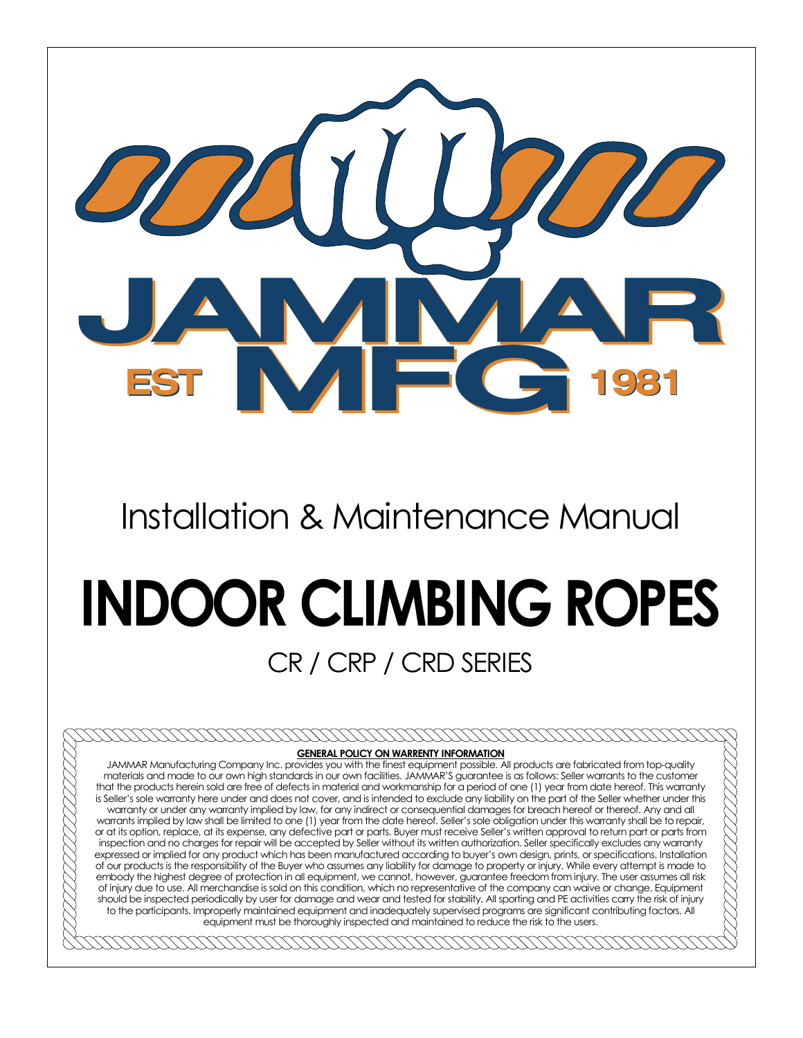JAMMAR MFG

EST 1981

Installation & Maintenance Manual

# INDOOR CLIMBING ROPES

## CR / CRP / CRD SERIES

**GENERAL POLICY ON WARRENTY INFORMATION**

JAMMAR Manufacturing Company Inc. provides you with the finest equipment possible. All products are fabricated from top-quality materials and made to our own high standards in our own facilities. JAMMAR'S guarantee is as follows: Seller warrants to the customer that the products herein sold are free of defects in material and workmanship for a period of one (1) year from date hereof. This warranty is Seller's sole warranty here under and does not cover, and is intended to exclude any liability on the part of the Seller whether under this warranty or under any warranty implied by law, for any indirect or consequential damages for breach hereof or thereof. Any and all warrants implied by law shall be limited to one (1) year from the date hereof. Seller's sole obligation under this warranty shall be to repair, or at its option, replace, at its expense, any defective part or parts. Buyer must receive Seller's written approval to return part or parts from inspection and no charges for repair will be accepted by Seller without its written authorization. Seller specifically excludes any warranty expressed or implied for any product which has been manufactured according to buyer's own design, prints, or specifications. Installation of our products is the responsibility of the Buyer who assumes any liability for damage to property or injury. While every attempt is made to embody the highest degree of protection in all equipment, we cannot, however, guarantee freedom from injury. The user assumes all risk of injury due to use. All merchandise is sold on this condition, which no representative of the company can waive or change. Equipment should be inspected periodically by user for damage and wear and tested for stability. All sporting and PE activities carry the risk of injury to the participants. Improperly maintained equipment and inadequately supervised programs are significant contributing factors. All equipment must be thoroughly inspected and maintained to reduce the risk to the users.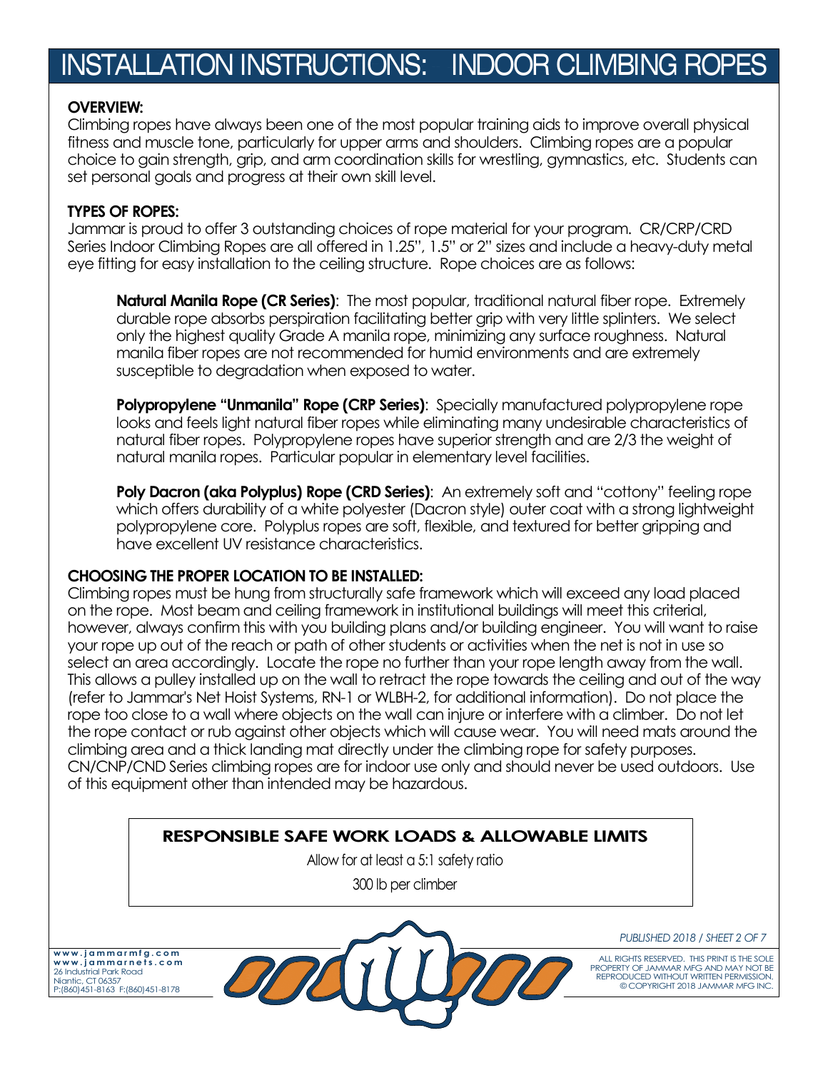# INSTALLATION INSTRUCTIONS: INDOOR CLIMBING ROPES

## OVERVIEW:

Climbing ropes have always been one of the most popular training aids to improve overall physical fitness and muscle tone, particularly for upper arms and shoulders. Climbing ropes are a popular choice to gain strength, grip, and arm coordination skills for wrestling, gymnastics, etc. Students can set personal goals and progress at their own skill level.

## TYPES OF ROPES:

Jammar is proud to offer 3 outstanding choices of rope material for your program. CR/CRP/CRD Series Indoor Climbing Ropes are all offered in 1.25", 1.5" or 2" sizes and include a heavy-duty metal eye fitting for easy installation to the ceiling structure. Rope choices are as follows:

**Natural Manila Rope (CR Series)**: The most popular, traditional natural fiber rope. Extremely durable rope absorbs perspiration facilitating better grip with very little splinters. We select only the highest quality Grade A manila rope, minimizing any surface roughness. Natural manila fiber ropes are not recommended for humid environments and are extremely susceptible to degradation when exposed to water.

**Polypropylene "Unmanila" Rope (CRP Series)**: Specially manufactured polypropylene rope looks and feels light natural fiber ropes while eliminating many undesirable characteristics of natural fiber ropes. Polypropylene ropes have superior strength and are 2/3 the weight of natural manila ropes. Particular popular in elementary level facilities.

**Poly Dacron (aka Polyplus) Rope (CRD Series)**: An extremely soft and "cottony" feeling rope which offers durability of a white polyester (Dacron style) outer coat with a strong lightweight polypropylene core. Polyplus ropes are soft, flexible, and textured for better gripping and have excellent UV resistance characteristics.

## CHOOSING THE PROPER LOCATION TO BE INSTALLED:

Climbing ropes must be hung from structurally safe framework which will exceed any load placed on the rope. Most beam and ceiling framework in institutional buildings will meet this criterial, however, always confirm this with you building plans and/or building engineer. You will want to raise your rope up out of the reach or path of other students or activities when the net is not in use so select an area accordingly. Locate the rope no further than your rope length away from the wall. This allows a pulley installed up on the wall to retract the rope towards the ceiling and out of the way (refer to Jammar's Net Hoist Systems, RN-1 or WLBH-2, for additional information). Do not place the rope too close to a wall where objects on the wall can injure or interfere with a climber. Do not let the rope contact or rub against other objects which will cause wear. You will need mats around the climbing area and a thick landing mat directly under the climbing rope for safety purposes. CN/CNP/CND Series climbing ropes are for indoor use only and should never be used outdoors. Use of this equipment other than intended may be hazardous.

### RESPONSIBLE SAFE WORK LOADS & ALLOWABLE LIMITS

Allow for at least a 5:1 safety ratio

300 lb per climber

*PUBLISHED 2018 / SHEET 2 OF 7*

www.jammarmfg.com
www.jammarnets.com
26 Industrial Park Road
Niantic, CT 06357
P:(860)451-8163 F:(860)451-8178

ALL RIGHTS RESERVED. THIS PRINT IS THE SOLE PROPERTY OF JAMMAR MFG AND MAY NOT BE REPRODUCED WITHOUT WRITTEN PERMISSION. © COPYRIGHT 2018 JAMMAR MFG INC.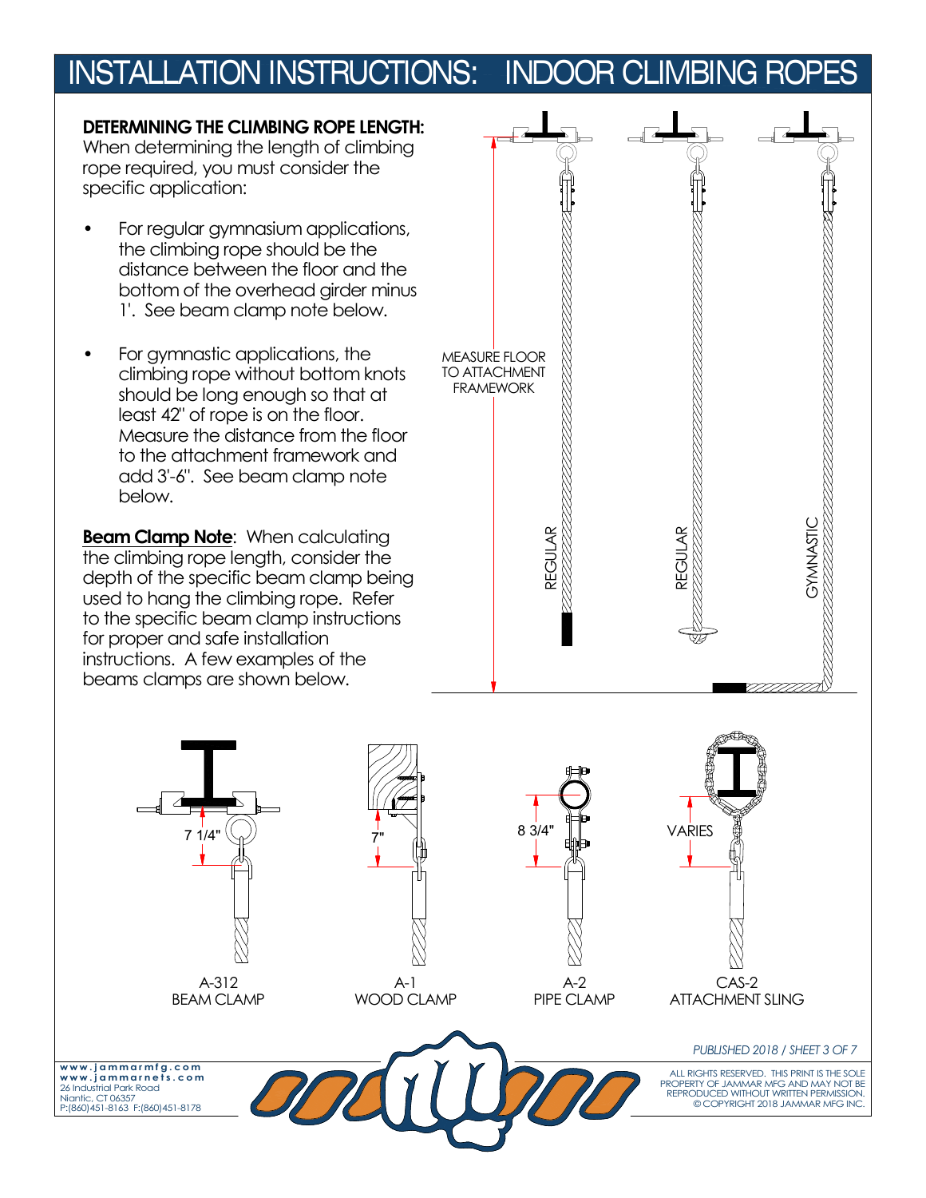# INSTALLATION INSTRUCTIONS: INDOOR CLIMBING ROPES

**DETERMINING THE CLIMBING ROPE LENGTH:**
When determining the length of climbing rope required, you must consider the specific application:

- For regular gymnasium applications, the climbing rope should be the distance between the floor and the bottom of the overhead girder minus 1'. See beam clamp note below.
- For gymnastic applications, the climbing rope without bottom knots should be long enough so that at least 42" of rope is on the floor. Measure the distance from the floor to the attachment framework and add 3'-6". See beam clamp note below.

**Beam Clamp Note**: When calculating the climbing rope length, consider the depth of the specific beam clamp being used to hang the climbing rope. Refer to the specific beam clamp instructions for proper and safe installation instructions. A few examples of the beams clamps are shown below.

MEASURE FLOOR TO ATTACHMENT FRAMEWORK

REGULAR

REGULAR

GYMNASTIC

7 1/4"

A-312
BEAM CLAMP

7"

A-1
WOOD CLAMP

8 3/4"

A-2
PIPE CLAMP

VARIES

CAS-2
ATTACHMENT SLING

www.jammarmfg.com
www.jammarnets.com
26 Industrial Park Road
Niantic, CT 06357
P:(860)451-8163 F:(860)451-8178

*PUBLISHED 2018 / SHEET 3 OF 7*

ALL RIGHTS RESERVED. THIS PRINT IS THE SOLE PROPERTY OF JAMMAR MFG AND MAY NOT BE REPRODUCED WITHOUT WRITTEN PERMISSION.
© COPYRIGHT 2018 JAMMAR MFG INC.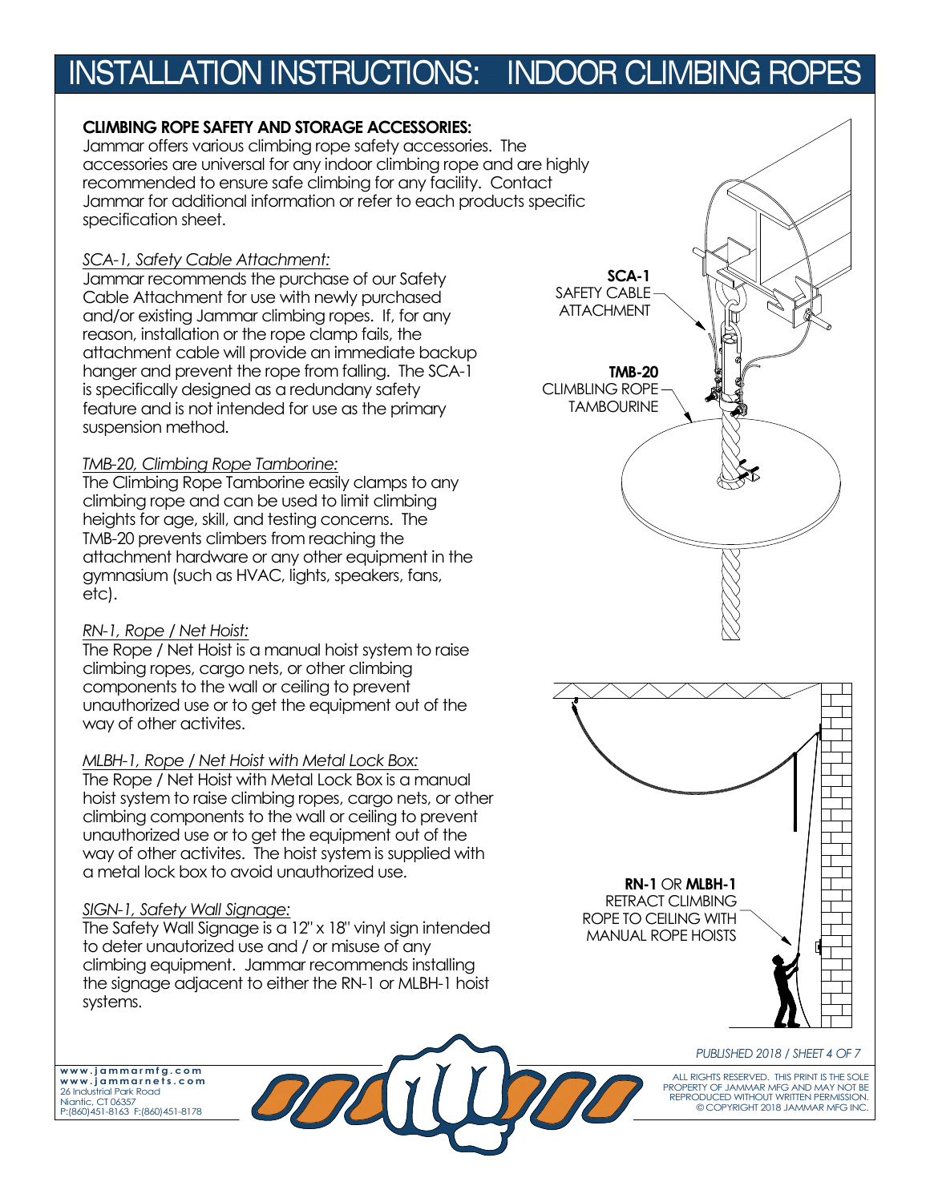# INSTALLATION INSTRUCTIONS: INDOOR CLIMBING ROPES

## CLIMBING ROPE SAFETY AND STORAGE ACCESSORIES:

Jammar offers various climbing rope safety accessories. The accessories are universal for any indoor climbing rope and are highly recommended to ensure safe climbing for any facility. Contact Jammar for additional information or refer to each products specific specification sheet.

*SCA-1, Safety Cable Attachment:*

Jammar recommends the purchase of our Safety Cable Attachment for use with newly purchased and/or existing Jammar climbing ropes. If, for any reason, installation or the rope clamp fails, the attachment cable will provide an immediate backup hanger and prevent the rope from falling. The SCA-1 is specifically designed as a redundany safety feature and is not intended for use as the primary suspension method.

*TMB-20, Climbing Rope Tamborine:*

The Climbing Rope Tamborine easily clamps to any climbing rope and can be used to limit climbing heights for age, skill, and testing concerns. The TMB-20 prevents climbers from reaching the attachment hardware or any other equipment in the gymnasium (such as HVAC, lights, speakers, fans, etc).

*RN-1, Rope / Net Hoist:*

The Rope / Net Hoist is a manual hoist system to raise climbing ropes, cargo nets, or other climbing components to the wall or ceiling to prevent unauthorized use or to get the equipment out of the way of other activites.

*MLBH-1, Rope / Net Hoist with Metal Lock Box:*

The Rope / Net Hoist with Metal Lock Box is a manual hoist system to raise climbing ropes, cargo nets, or other climbing components to the wall or ceiling to prevent unauthorized use or to get the equipment out of the way of other activites. The hoist system is supplied with a metal lock box to avoid unauthorized use.

*SIGN-1, Safety Wall Signage:*

The Safety Wall Signage is a 12" x 18" vinyl sign intended to deter unautorized use and / or misuse of any climbing equipment. Jammar recommends installing the signage adjacent to either the RN-1 or MLBH-1 hoist systems.

**SCA-1** SAFETY CABLE ATTACHMENT

**TMB-20** CLIMBLING ROPE TAMBOURINE

**RN-1** OR **MLBH-1** RETRACT CLIMBING ROPE TO CEILING WITH MANUAL ROPE HOISTS

www.jammarmfg.com
www.jammarnets.com
26 Industrial Park Road
Niantic, CT 06357
P:(860)451-8163 F:(860)451-8178

PUBLISHED 2018

ALL RIGHTS RESERVED. THIS PRINT IS THE SOLE PROPERTY OF JAMMAR MFG AND MAY NOT BE REPRODUCED WITHOUT WRITTEN PERMISSION. © COPYRIGHT 2018 JAMMAR MFG INC.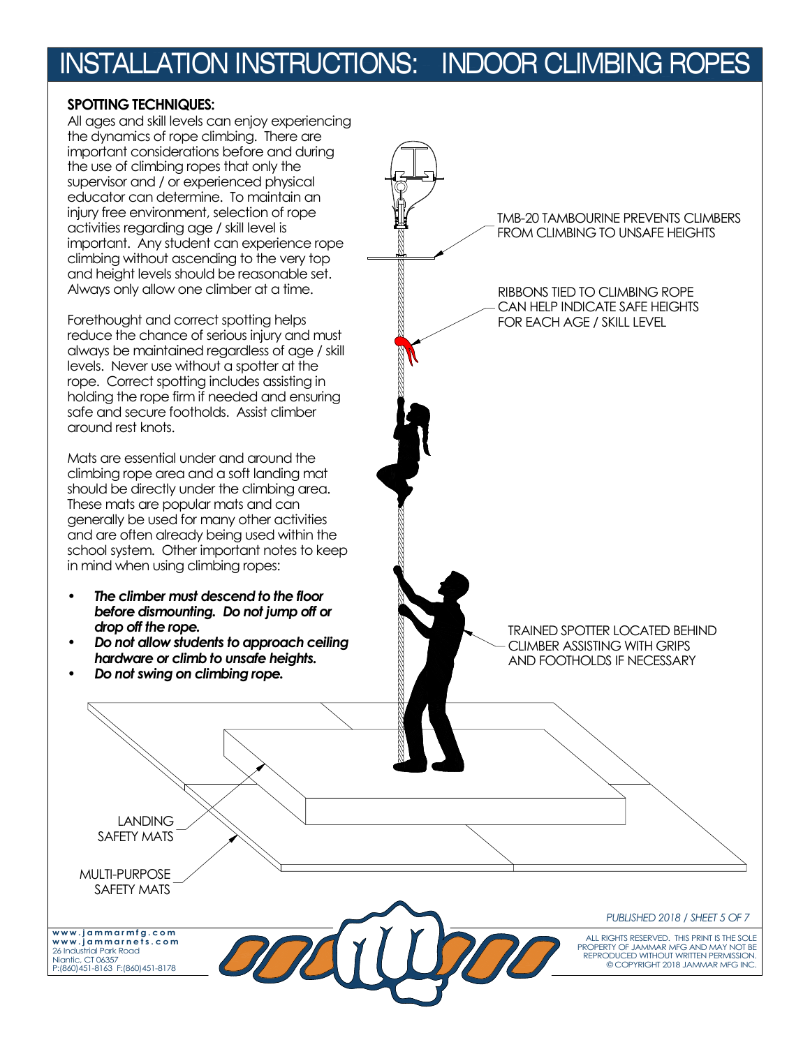# INSTALLATION INSTRUCTIONS: INDOOR CLIMBING ROPES

## SPOTTING TECHNIQUES:

All ages and skill levels can enjoy experiencing the dynamics of rope climbing. There are important considerations before and during the use of climbing ropes that only the supervisor and / or experienced physical educator can determine. To maintain an injury free environment, selection of rope activities regarding age / skill level is important. Any student can experience rope climbing without ascending to the very top and height levels should be reasonable set. Always only allow one climber at a time.

Forethought and correct spotting helps reduce the chance of serious injury and must always be maintained regardless of age / skill levels. Never use without a spotter at the rope. Correct spotting includes assisting in holding the rope firm if needed and ensuring safe and secure footholds. Assist climber around rest knots.

Mats are essential under and around the climbing rope area and a soft landing mat should be directly under the climbing area. These mats are popular mats and can generally be used for many other activities and are often already being used within the school system. Other important notes to keep in mind when using climbing ropes:

- ***The climber must descend to the floor before dismounting. Do not jump off or drop off the rope.***
- ***Do not allow students to approach ceiling hardware or climb to unsafe heights.***
- ***Do not swing on climbing rope.***

TMB-20 TAMBOURINE PREVENTS CLIMBERS FROM CLIMBING TO UNSAFE HEIGHTS

RIBBONS TIED TO CLIMBING ROPE CAN HELP INDICATE SAFE HEIGHTS FOR EACH AGE / SKILL LEVEL

TRAINED SPOTTER LOCATED BEHIND CLIMBER ASSISTING WITH GRIPS AND FOOTHOLDS IF NECESSARY

LANDING SAFETY MATS

MULTI-PURPOSE SAFETY MATS

www.jammarmfg.com
www.jammarnets.com
26 Industrial Park Road
Niantic, CT 06357
P:(860)451-8163 F:(860)451-8178

*PUBLISHED 2018*

ALL RIGHTS RESERVED. THIS PRINT IS THE SOLE PROPERTY OF JAMMAR MFG AND MAY NOT BE REPRODUCED WITHOUT WRITTEN PERMISSION. © COPYRIGHT 2018 JAMMAR MFG INC.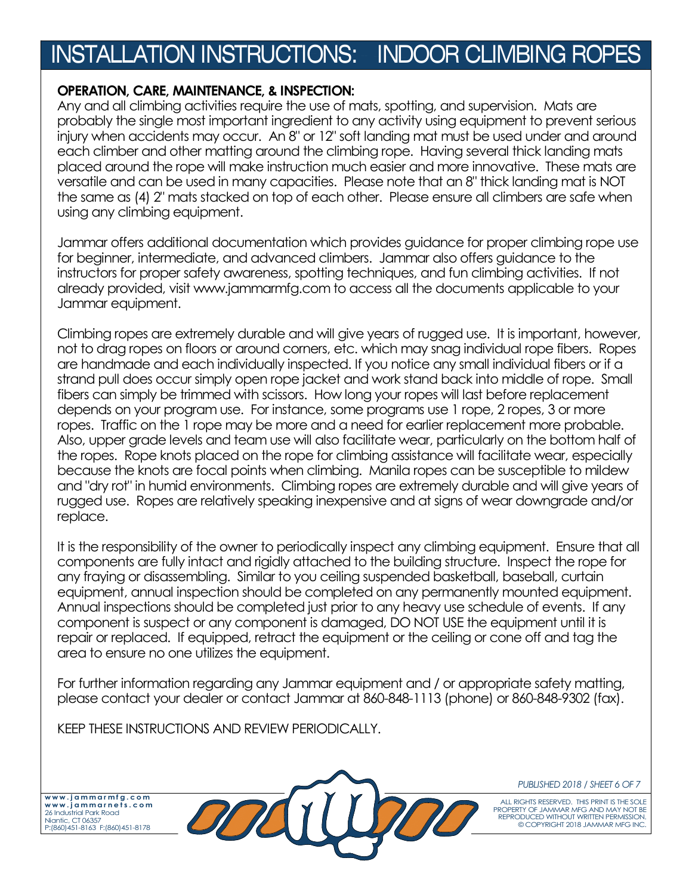# INSTALLATION INSTRUCTIONS: INDOOR CLIMBING ROPES

## OPERATION, CARE, MAINTENANCE, & INSPECTION:

Any and all climbing activities require the use of mats, spotting, and supervision. Mats are probably the single most important ingredient to any activity using equipment to prevent serious injury when accidents may occur. An 8" or 12" soft landing mat must be used under and around each climber and other matting around the climbing rope. Having several thick landing mats placed around the rope will make instruction much easier and more innovative. These mats are versatile and can be used in many capacities. Please note that an 8" thick landing mat is NOT the same as (4) 2" mats stacked on top of each other. Please ensure all climbers are safe when using any climbing equipment.

Jammar offers additional documentation which provides guidance for proper climbing rope use for beginner, intermediate, and advanced climbers. Jammar also offers guidance to the instructors for proper safety awareness, spotting techniques, and fun climbing activities. If not already provided, visit www.jammarmfg.com to access all the documents applicable to your Jammar equipment.

Climbing ropes are extremely durable and will give years of rugged use. It is important, however, not to drag ropes on floors or around corners, etc. which may snag individual rope fibers. Ropes are handmade and each individually inspected. If you notice any small individual fibers or if a strand pull does occur simply open rope jacket and work stand back into middle of rope. Small fibers can simply be trimmed with scissors. How long your ropes will last before replacement depends on your program use. For instance, some programs use 1 rope, 2 ropes, 3 or more ropes. Traffic on the 1 rope may be more and a need for earlier replacement more probable. Also, upper grade levels and team use will also facilitate wear, particularly on the bottom half of the ropes. Rope knots placed on the rope for climbing assistance will facilitate wear, especially because the knots are focal points when climbing. Manila ropes can be susceptible to mildew and "dry rot" in humid environments. Climbing ropes are extremely durable and will give years of rugged use. Ropes are relatively speaking inexpensive and at signs of wear downgrade and/or replace.

It is the responsibility of the owner to periodically inspect any climbing equipment. Ensure that all components are fully intact and rigidly attached to the building structure. Inspect the rope for any fraying or disassembling. Similar to you ceiling suspended basketball, baseball, curtain equipment, annual inspection should be completed on any permanently mounted equipment. Annual inspections should be completed just prior to any heavy use schedule of events. If any component is suspect or any component is damaged, DO NOT USE the equipment until it is repair or replaced. If equipped, retract the equipment or the ceiling or cone off and tag the area to ensure no one utilizes the equipment.

For further information regarding any Jammar equipment and / or appropriate safety matting, please contact your dealer or contact Jammar at 860-848-1113 (phone) or 860-848-9302 (fax).

KEEP THESE INSTRUCTIONS AND REVIEW PERIODICALLY.

www.jammarmfg.com
www.jammarnets.com
26 Industrial Park Road
Niantic, CT 06357
P:(860)451-8163 F:(860)451-8178

*PUBLISHED 2018 / SHEET 6 OF 7*

ALL RIGHTS RESERVED. THIS PRINT IS THE SOLE PROPERTY OF JAMMAR MFG AND MAY NOT BE REPRODUCED WITHOUT WRITTEN PERMISSION. © COPYRIGHT 2018 JAMMAR MFG INC.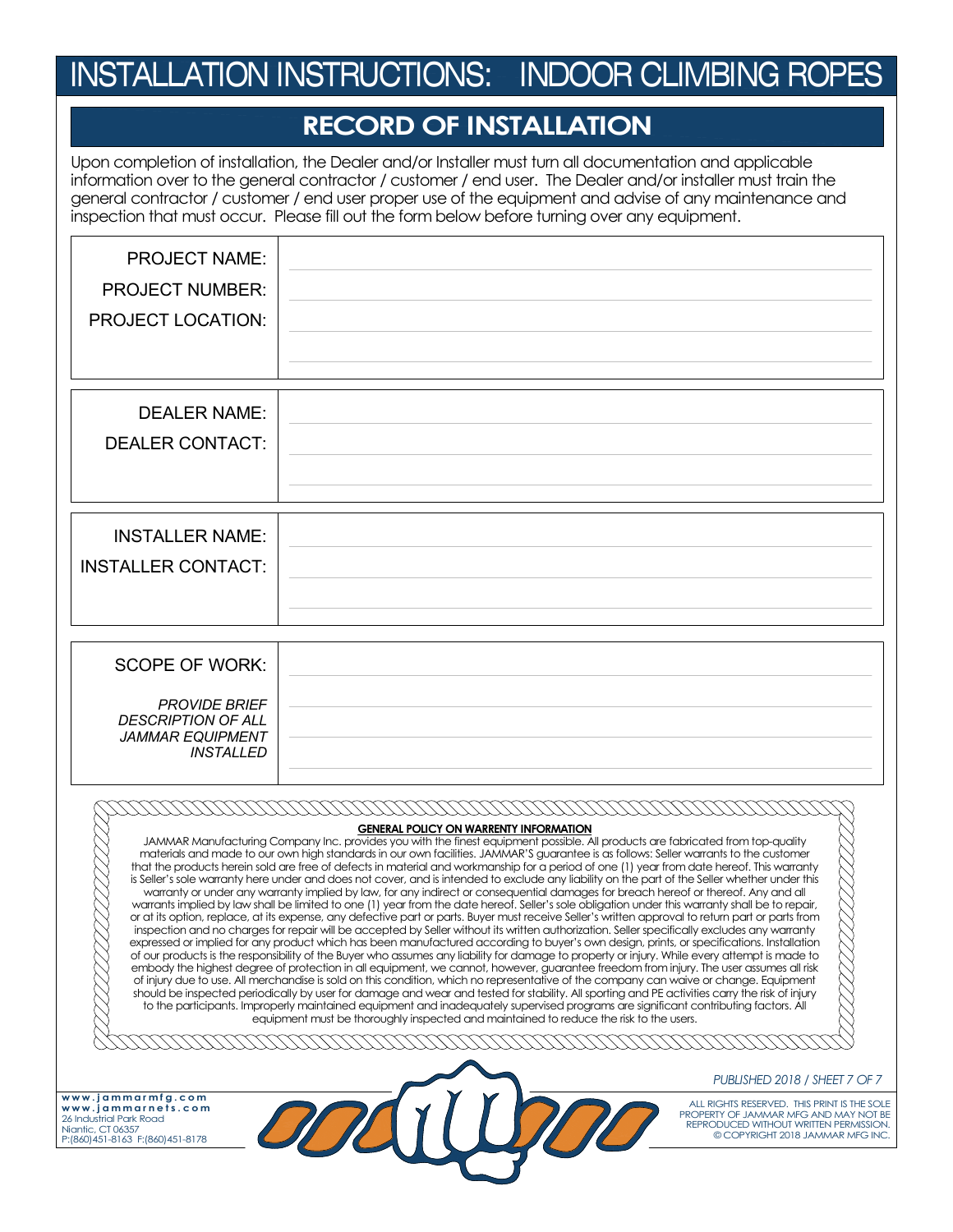# INSTALLATION INSTRUCTIONS: INDOOR CLIMBING ROPES

## RECORD OF INSTALLATION

Upon completion of installation, the Dealer and/or Installer must turn all documentation and applicable information over to the general contractor / customer / end user. The Dealer and/or installer must train the general contractor / customer / end user proper use of the equipment and advise of any maintenance and inspection that must occur. Please fill out the form below before turning over any equipment.

| | |
|---|---|
| PROJECT NAME: | |
| PROJECT NUMBER: | |
| PROJECT LOCATION: | |

| | |
|---|---|
| DEALER NAME: | |
| DEALER CONTACT: | |

| | |
|---|---|
| INSTALLER NAME: | |
| INSTALLER CONTACT: | |

| | |
|---|---|
| SCOPE OF WORK: | |
| *PROVIDE BRIEF DESCRIPTION OF ALL JAMMAR EQUIPMENT INSTALLED* | |

**GENERAL POLICY ON WARRENTY INFORMATION**

JAMMAR Manufacturing Company Inc. provides you with the finest equipment possible. All products are fabricated from top-quality materials and made to our own high standards in our own facilities. JAMMAR'S guarantee is as follows: Seller warrants to the customer that the products herein sold are free of defects in material and workmanship for a period of one (1) year from date hereof. This warranty is Seller's sole warranty here under and does not cover, and is intended to exclude any liability on the part of the Seller whether under this warranty or under any warranty implied by law, for any indirect or consequential damages for breach hereof or thereof. Any and all warrants implied by law shall be limited to one (1) year from the date hereof. Seller's sole obligation under this warranty shall be to repair, or at its option, replace, at its expense, any defective part or parts. Buyer must receive Seller's written approval to return part or parts from inspection and no charges for repair will be accepted by Seller without its written authorization. Seller specifically excludes any warranty expressed or implied for any product which has been manufactured according to buyer's own design, prints, or specifications. Installation of our products is the responsibility of the Buyer who assumes any liability for damage to property or injury. While every attempt is made to embody the highest degree of protection in all equipment, we cannot, however, guarantee freedom from injury. The user assumes all risk of injury due to use. All merchandise is sold on this condition, which no representative of the company can waive or change. Equipment should be inspected periodically by user for damage and wear and tested for stability. All sporting and PE activities carry the risk of injury to the participants. Improperly maintained equipment and inadequately supervised programs are significant contributing factors. All equipment must be thoroughly inspected and maintained to reduce the risk to the users.

www.jammarmfg.com
www.jammarnets.com
26 Industrial Park Road
Niantic, CT 06357
P:(860)451-8163 F:(860)451-8178

*PUBLISHED 2018 / SHEET 7 OF 7*

ALL RIGHTS RESERVED. THIS PRINT IS THE SOLE PROPERTY OF JAMMAR MFG AND MAY NOT BE REPRODUCED WITHOUT WRITTEN PERMISSION. © COPYRIGHT 2018 JAMMAR MFG INC.